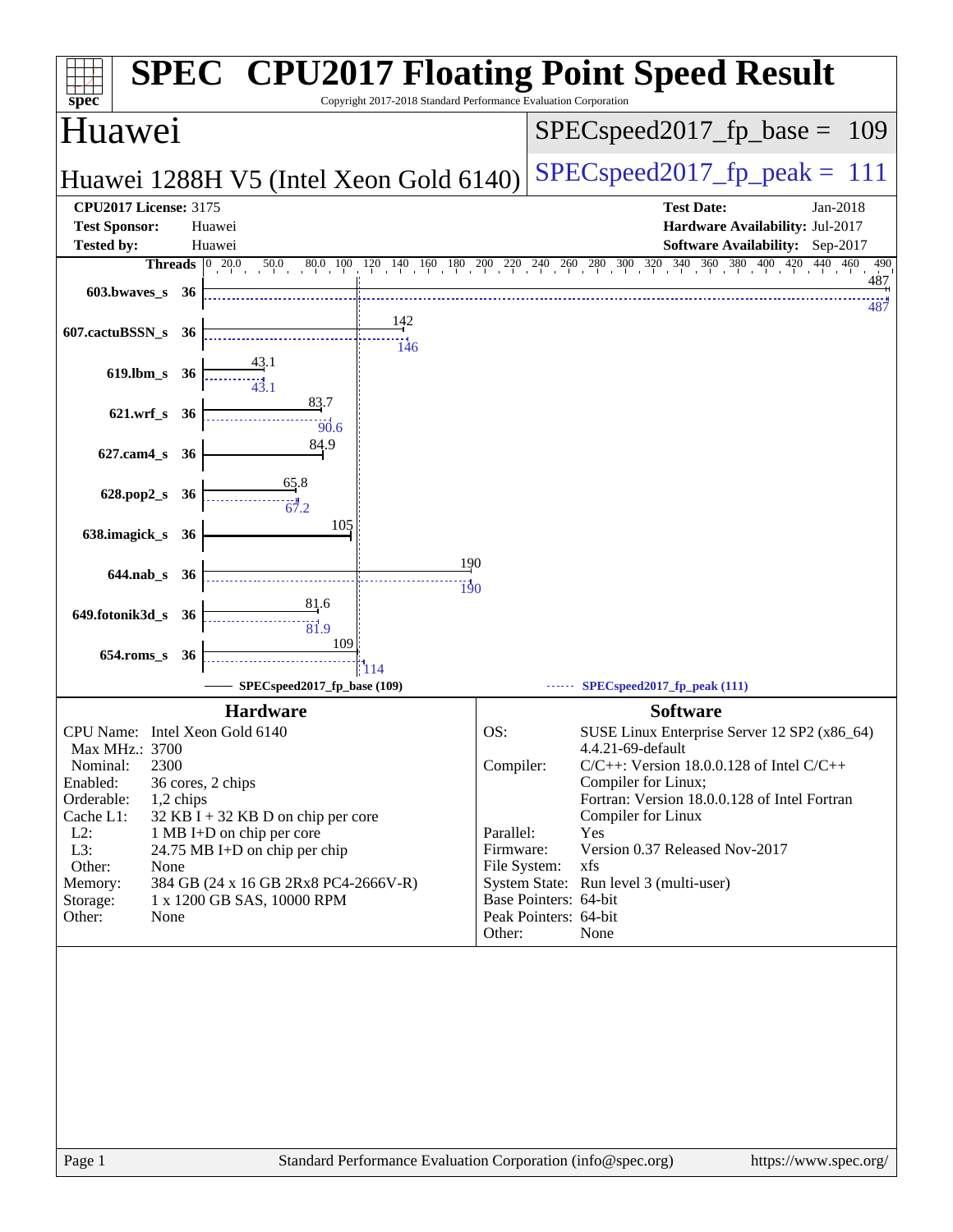# SPEC CPU2017 Floating Point Speed Result

Copyright 2017-2018 Standard Performance Evaluation Corporation

## Huawei

**Huawei 1288H V5 (Intel Xeon Gold 6140)**

SPECspeed2017_fp_base = 109

SPECspeed2017_fp_peak = 111

| | | | |
|---|---|---|---|
| **CPU2017 License:** | 3175 | **Test Date:** | Jan-2018 |
| **Test Sponsor:** | Huawei | **Hardware Availability:** | Jul-2017 |
| **Tested by:** | Huawei | **Software Availability:** | Sep-2017 |

| Benchmark | Threads | Base | Peak |
|---|---|---|---|
| 603.bwaves_s | 36 | 487 | 487 |
| 607.cactuBSSN_s | 36 | 142 | 146 |
| 619.lbm_s | 36 | 43.1 | 43.1 |
| 621.wrf_s | 36 | 83.7 | 90.6 |
| 627.cam4_s | 36 | 84.9 | |
| 628.pop2_s | 36 | 65.8 | 67.2 |
| 638.imagick_s | 36 | 105 | |
| 644.nab_s | 36 | 190 | 190 |
| 649.fotonik3d_s | 36 | 81.6 | 81.9 |
| 654.roms_s | 36 | 109 | 114 |

SPECspeed2017_fp_base (109) — SPECspeed2017_fp_peak (111)

### Hardware

| | |
|---|---|
| CPU Name: | Intel Xeon Gold 6140 |
| Max MHz.: | 3700 |
| Nominal: | 2300 |
| Enabled: | 36 cores, 2 chips |
| Orderable: | 1,2 chips |
| Cache L1: | 32 KB I + 32 KB D on chip per core |
| L2: | 1 MB I+D on chip per core |
| L3: | 24.75 MB I+D on chip per chip |
| Other: | None |
| Memory: | 384 GB (24 x 16 GB 2Rx8 PC4-2666V-R) |
| Storage: | 1 x 1200 GB SAS, 10000 RPM |
| Other: | None |

### Software

| | |
|---|---|
| OS: | SUSE Linux Enterprise Server 12 SP2 (x86_64) 4.4.21-69-default |
| Compiler: | C/C++: Version 18.0.0.128 of Intel C/C++ Compiler for Linux; Fortran: Version 18.0.0.128 of Intel Fortran Compiler for Linux |
| Parallel: | Yes |
| Firmware: | Version 0.37 Released Nov-2017 |
| File System: | xfs |
| System State: | Run level 3 (multi-user) |
| Base Pointers: | 64-bit |
| Peak Pointers: | 64-bit |
| Other: | None |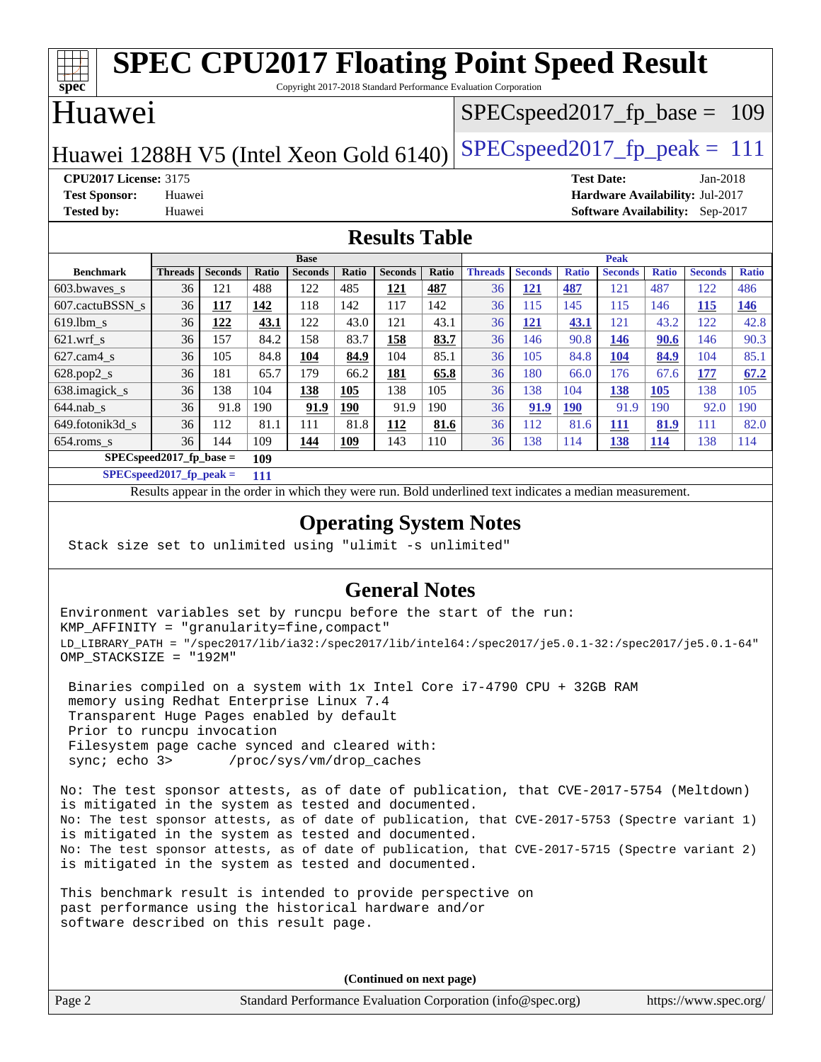# SPEC CPU2017 Floating Point Speed Result

Copyright 2017-2018 Standard Performance Evaluation Corporation

## Huawei

Huawei 1288H V5 (Intel Xeon Gold 6140)

SPECspeed2017_fp_base = 109

SPECspeed2017_fp_peak = 111

**CPU2017 License:** 3175
**Test Sponsor:** Huawei
**Tested by:** Huawei
**Test Date:** Jan-2018
**Hardware Availability:** Jul-2017
**Software Availability:** Sep-2017

## Results Table

| Benchmark | Base | | | | | | | Peak | | | | | | |
|---|---|---|---|---|---|---|---|---|---|---|---|---|---|---|
| | Threads | Seconds | Ratio | Seconds | Ratio | Seconds | Ratio | Threads | Seconds | Ratio | Seconds | Ratio | Seconds | Ratio |
| 603.bwaves_s | 36 | 121 | 488 | 122 | 485 | **121** | **487** | 36 | **121** | **487** | 121 | 487 | 122 | 486 |
| 607.cactuBSSN_s | 36 | **117** | **142** | 118 | 142 | 117 | 142 | 36 | 115 | 145 | 115 | 146 | **115** | **146** |
| 619.lbm_s | 36 | **122** | **43.1** | 122 | 43.0 | 121 | 43.1 | 36 | **121** | **43.1** | 121 | 43.2 | 122 | 42.8 |
| 621.wrf_s | 36 | 157 | 84.2 | 158 | 83.7 | **158** | **83.7** | 36 | 146 | 90.8 | **146** | **90.6** | 146 | 90.3 |
| 627.cam4_s | 36 | 105 | 84.8 | **104** | **84.9** | 104 | 85.1 | 36 | 105 | 84.8 | **104** | **84.9** | 104 | 85.1 |
| 628.pop2_s | 36 | 181 | 65.7 | 179 | 66.2 | **181** | **65.8** | 36 | 180 | 66.0 | 176 | 67.6 | **177** | **67.2** |
| 638.imagick_s | 36 | 138 | 104 | **138** | **105** | 138 | 105 | 36 | 138 | 104 | **138** | **105** | 138 | 105 |
| 644.nab_s | 36 | 91.8 | 190 | **91.9** | **190** | 91.9 | 190 | 36 | **91.9** | **190** | 91.9 | 190 | 92.0 | 190 |
| 649.fotonik3d_s | 36 | 112 | 81.1 | 111 | 81.8 | **112** | **81.6** | 36 | 112 | 81.6 | **111** | **81.9** | 111 | 82.0 |
| 654.roms_s | 36 | 144 | 109 | **144** | **109** | 143 | 110 | 36 | 138 | 114 | **138** | **114** | 138 | 114 |

**SPECspeed2017_fp_base = 109**

**SPECspeed2017_fp_peak = 111**

Results appear in the order in which they were run. Bold underlined text indicates a median measurement.

## Operating System Notes

```
Stack size set to unlimited using "ulimit -s unlimited"
```

## General Notes

```
Environment variables set by runcpu before the start of the run:
KMP_AFFINITY = "granularity=fine,compact"
LD_LIBRARY_PATH = "/spec2017/lib/ia32:/spec2017/lib/intel64:/spec2017/je5.0.1-32:/spec2017/je5.0.1-64"
OMP_STACKSIZE = "192M"

 Binaries compiled on a system with 1x Intel Core i7-4790 CPU + 32GB RAM
 memory using Redhat Enterprise Linux 7.4
 Transparent Huge Pages enabled by default
 Prior to runcpu invocation
 Filesystem page cache synced and cleared with:
 sync; echo 3>       /proc/sys/vm/drop_caches

No: The test sponsor attests, as of date of publication, that CVE-2017-5754 (Meltdown)
is mitigated in the system as tested and documented.
No: The test sponsor attests, as of date of publication, that CVE-2017-5753 (Spectre variant 1)
is mitigated in the system as tested and documented.
No: The test sponsor attests, as of date of publication, that CVE-2017-5715 (Spectre variant 2)
is mitigated in the system as tested and documented.

This benchmark result is intended to provide perspective on
past performance using the historical hardware and/or
software described on this result page.
```

**(Continued on next page)**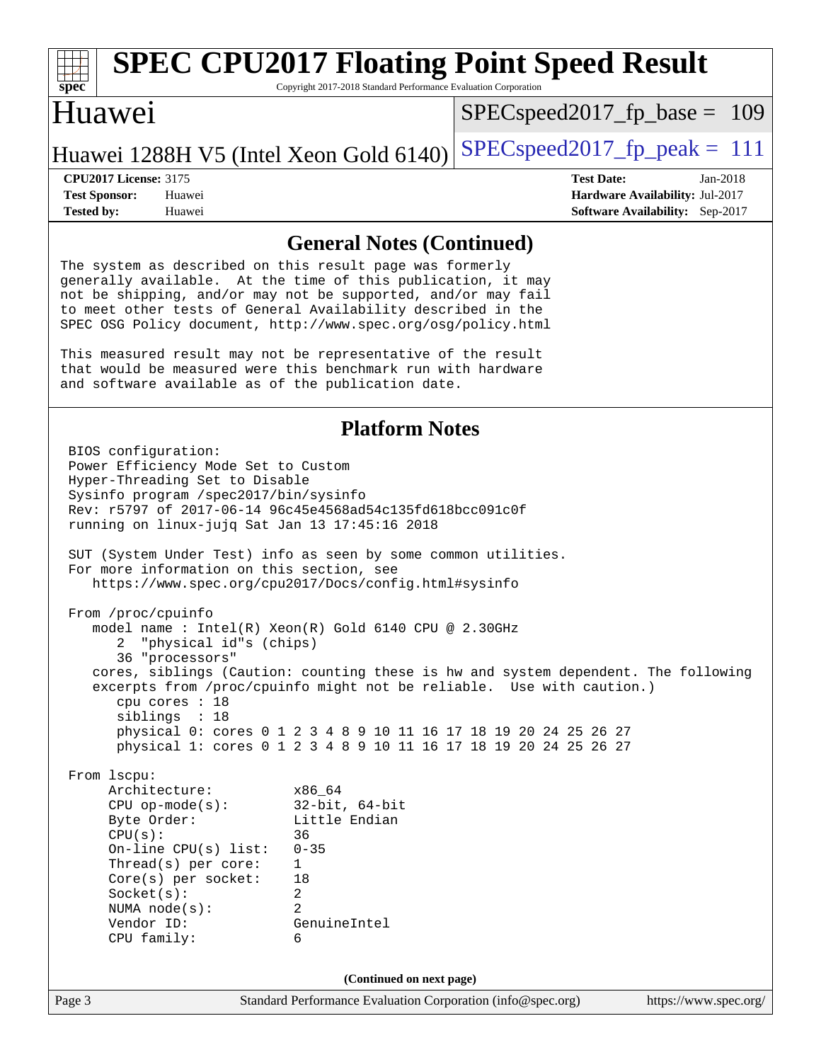## General Notes (Continued)

The system as described on this result page was formerly generally available. At the time of this publication, it may not be shipping, and/or may not be supported, and/or may fail to meet other tests of General Availability described in the SPEC OSG Policy document, http://www.spec.org/osg/policy.html

This measured result may not be representative of the result that would be measured were this benchmark run with hardware and software available as of the publication date.

## Platform Notes

```
BIOS configuration:
Power Efficiency Mode Set to Custom
Hyper-Threading Set to Disable
Sysinfo program /spec2017/bin/sysinfo
Rev: r5797 of 2017-06-14 96c45e4568ad54c135fd618bcc091c0f
running on linux-jujq Sat Jan 13 17:45:16 2018

SUT (System Under Test) info as seen by some common utilities.
For more information on this section, see
   https://www.spec.org/cpu2017/Docs/config.html#sysinfo

From /proc/cpuinfo
   model name : Intel(R) Xeon(R) Gold 6140 CPU @ 2.30GHz
      2  "physical id"s (chips)
      36 "processors"
   cores, siblings (Caution: counting these is hw and system dependent. The following
   excerpts from /proc/cpuinfo might not be reliable.  Use with caution.)
      cpu cores : 18
      siblings  : 18
      physical 0: cores 0 1 2 3 4 8 9 10 11 16 17 18 19 20 24 25 26 27
      physical 1: cores 0 1 2 3 4 8 9 10 11 16 17 18 19 20 24 25 26 27

From lscpu:
     Architecture:          x86_64
     CPU op-mode(s):        32-bit, 64-bit
     Byte Order:            Little Endian
     CPU(s):                36
     On-line CPU(s) list:   0-35
     Thread(s) per core:    1
     Core(s) per socket:    18
     Socket(s):             2
     NUMA node(s):          2
     Vendor ID:             GenuineIntel
     CPU family:            6
```

**(Continued on next page)**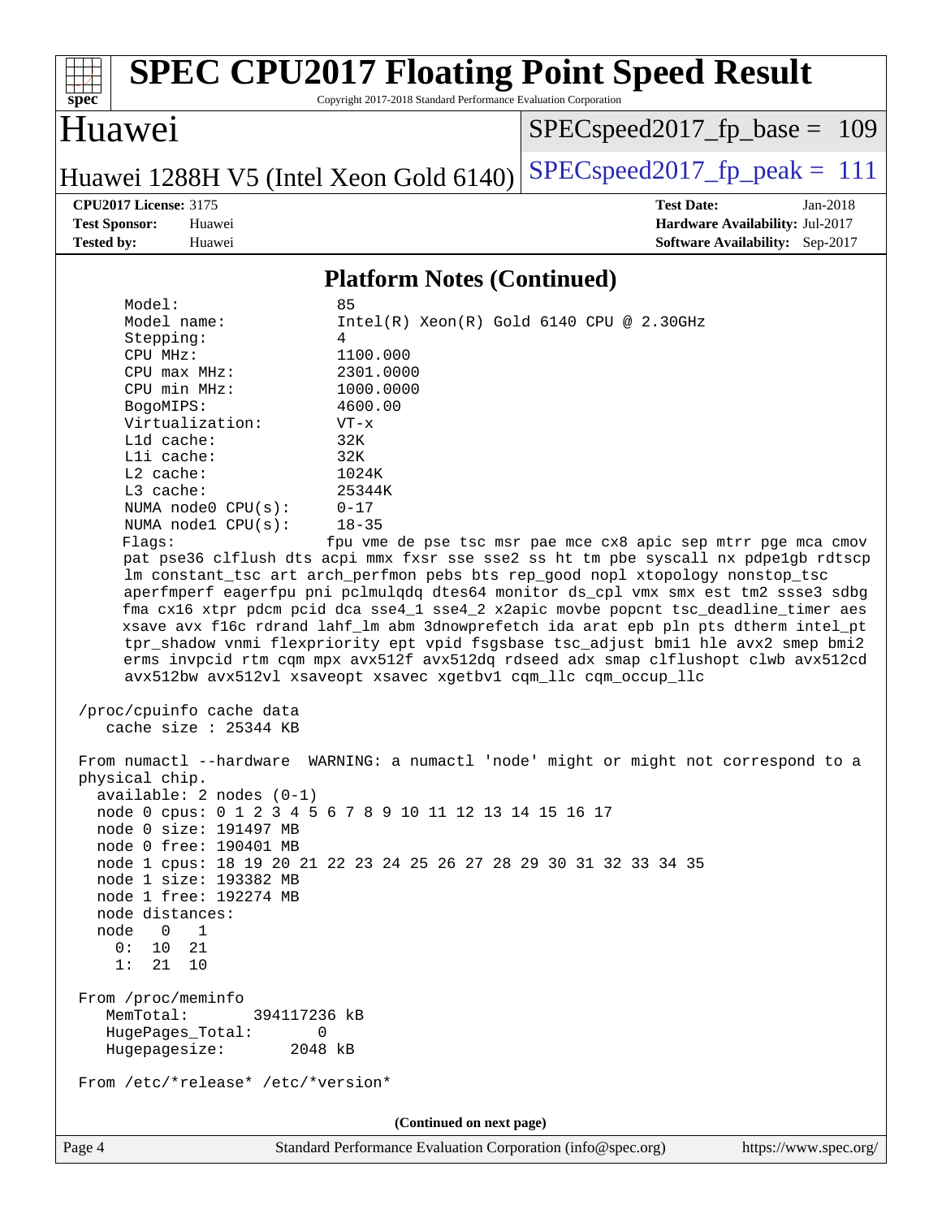## Platform Notes (Continued)

```
     Model:                 85
     Model name:            Intel(R) Xeon(R) Gold 6140 CPU @ 2.30GHz
     Stepping:              4
     CPU MHz:               1100.000
     CPU max MHz:           2301.0000
     CPU min MHz:           1000.0000
     BogoMIPS:              4600.00
     Virtualization:        VT-x
     L1d cache:             32K
     L1i cache:             32K
     L2 cache:              1024K
     L3 cache:              25344K
     NUMA node0 CPU(s):     0-17
     NUMA node1 CPU(s):     18-35
     Flags:                 fpu vme de pse tsc msr pae mce cx8 apic sep mtrr pge mca cmov
     pat pse36 clflush dts acpi mmx fxsr sse sse2 ss ht tm pbe syscall nx pdpe1gb rdtscp
     lm constant_tsc art arch_perfmon pebs bts rep_good nopl xtopology nonstop_tsc
     aperfmperf eagerfpu pni pclmulqdq dtes64 monitor ds_cpl vmx smx est tm2 ssse3 sdbg
     fma cx16 xtpr pdcm pcid dca sse4_1 sse4_2 x2apic movbe popcnt tsc_deadline_timer aes
     xsave avx f16c rdrand lahf_lm abm 3dnowprefetch ida arat epb pln pts dtherm intel_pt
     tpr_shadow vnmi flexpriority ept vpid fsgsbase tsc_adjust bmi1 hle avx2 smep bmi2
     erms invpcid rtm cqm mpx avx512f avx512dq rdseed adx smap clflushopt clwb avx512cd
     avx512bw avx512vl xsaveopt xsavec xgetbv1 cqm_llc cqm_occup_llc

 /proc/cpuinfo cache data
    cache size : 25344 KB

 From numactl --hardware  WARNING: a numactl 'node' might or might not correspond to a
 physical chip.
   available: 2 nodes (0-1)
   node 0 cpus: 0 1 2 3 4 5 6 7 8 9 10 11 12 13 14 15 16 17
   node 0 size: 191497 MB
   node 0 free: 190401 MB
   node 1 cpus: 18 19 20 21 22 23 24 25 26 27 28 29 30 31 32 33 34 35
   node 1 size: 193382 MB
   node 1 free: 192274 MB
   node distances:
   node   0   1
     0:  10  21
     1:  21  10

 From /proc/meminfo
    MemTotal:       394117236 kB
    HugePages_Total:       0
    Hugepagesize:       2048 kB

 From /etc/*release* /etc/*version*
```

(Continued on next page)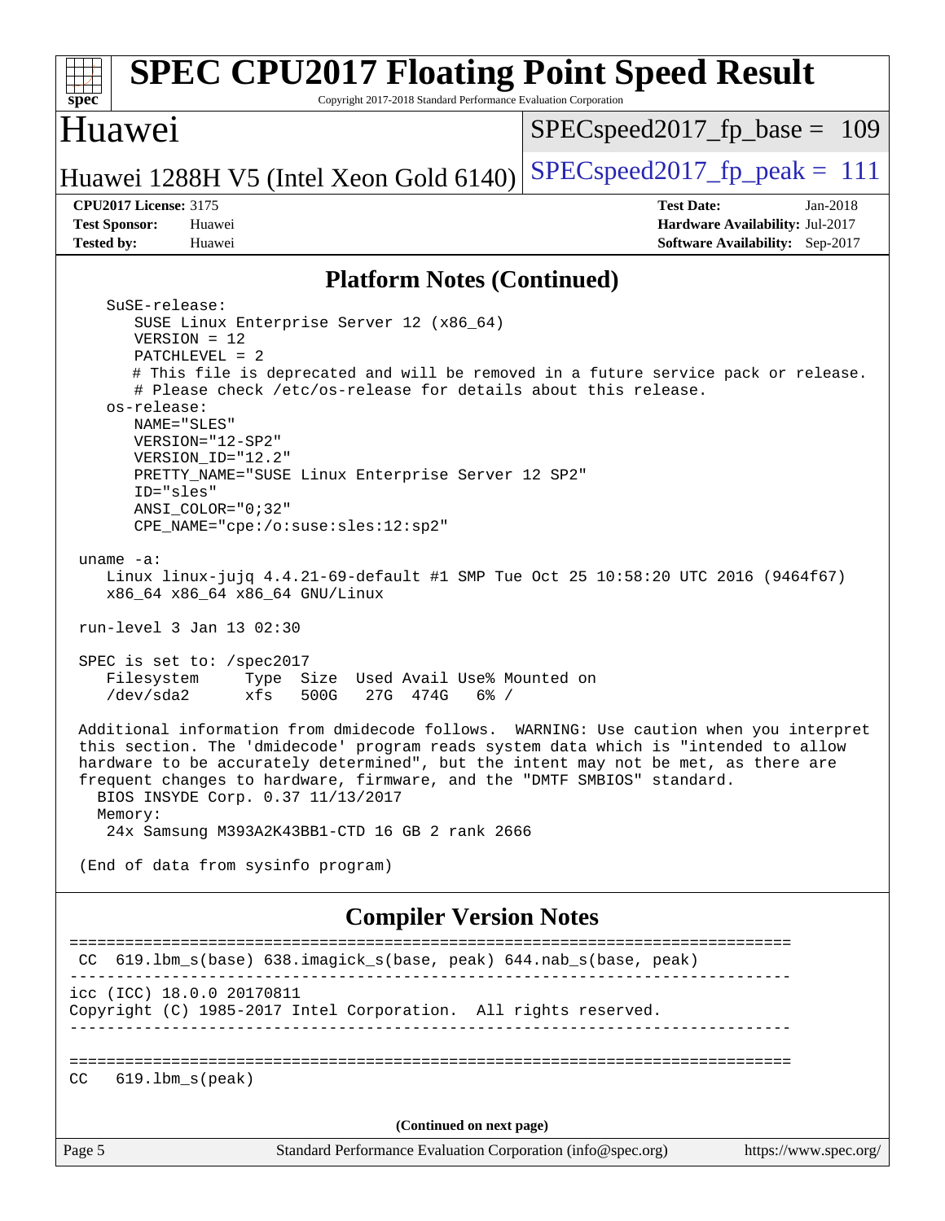## Platform Notes (Continued)

```
    SuSE-release:
       SUSE Linux Enterprise Server 12 (x86_64)
       VERSION = 12
       PATCHLEVEL = 2
       # This file is deprecated and will be removed in a future service pack or release.
       # Please check /etc/os-release for details about this release.
    os-release:
       NAME="SLES"
       VERSION="12-SP2"
       VERSION_ID="12.2"
       PRETTY_NAME="SUSE Linux Enterprise Server 12 SP2"
       ID="sles"
       ANSI_COLOR="0;32"
       CPE_NAME="cpe:/o:suse:sles:12:sp2"

 uname -a:
    Linux linux-jujq 4.4.21-69-default #1 SMP Tue Oct 25 10:58:20 UTC 2016 (9464f67)
    x86_64 x86_64 x86_64 GNU/Linux

 run-level 3 Jan 13 02:30

 SPEC is set to: /spec2017
    Filesystem     Type  Size  Used Avail Use% Mounted on
    /dev/sda2      xfs   500G   27G  474G   6% /

 Additional information from dmidecode follows.  WARNING: Use caution when you interpret
 this section. The 'dmidecode' program reads system data which is "intended to allow
 hardware to be accurately determined", but the intent may not be met, as there are
 frequent changes to hardware, firmware, and the "DMTF SMBIOS" standard.
   BIOS INSYDE Corp. 0.37 11/13/2017
   Memory:
    24x Samsung M393A2K43BB1-CTD 16 GB 2 rank 2666

 (End of data from sysinfo program)
```

## Compiler Version Notes

```
==============================================================================
 CC  619.lbm_s(base) 638.imagick_s(base, peak) 644.nab_s(base, peak)
------------------------------------------------------------------------------
icc (ICC) 18.0.0 20170811
Copyright (C) 1985-2017 Intel Corporation.  All rights reserved.
------------------------------------------------------------------------------

==============================================================================
CC   619.lbm_s(peak)
```

(Continued on next page)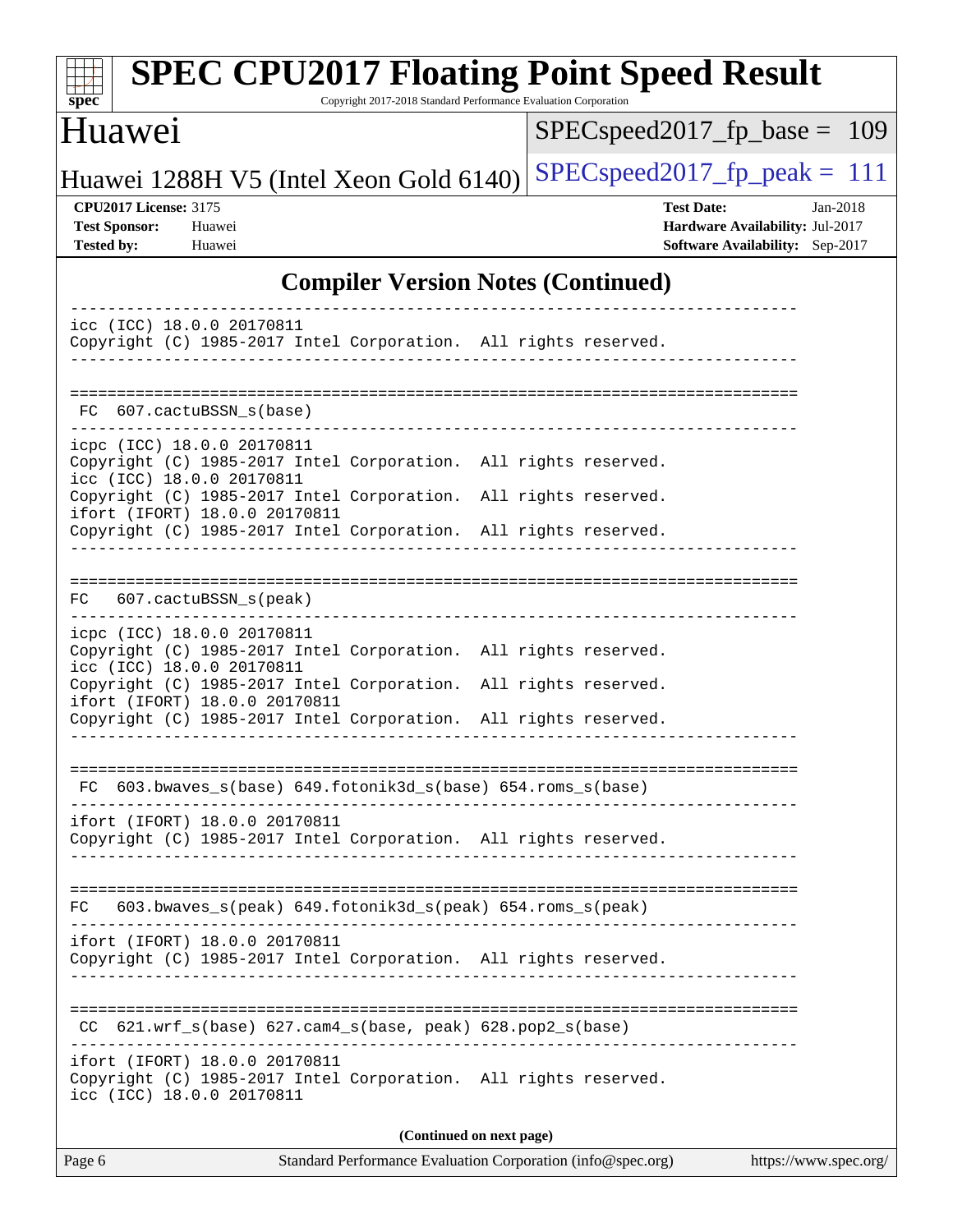## Compiler Version Notes (Continued)

```
------------------------------------------------------------------------------
icc (ICC) 18.0.0 20170811
Copyright (C) 1985-2017 Intel Corporation.  All rights reserved.
------------------------------------------------------------------------------

==============================================================================
 FC  607.cactuBSSN_s(base)
------------------------------------------------------------------------------
icpc (ICC) 18.0.0 20170811
Copyright (C) 1985-2017 Intel Corporation.  All rights reserved.
icc (ICC) 18.0.0 20170811
Copyright (C) 1985-2017 Intel Corporation.  All rights reserved.
ifort (IFORT) 18.0.0 20170811
Copyright (C) 1985-2017 Intel Corporation.  All rights reserved.
------------------------------------------------------------------------------

==============================================================================
FC   607.cactuBSSN_s(peak)
------------------------------------------------------------------------------
icpc (ICC) 18.0.0 20170811
Copyright (C) 1985-2017 Intel Corporation.  All rights reserved.
icc (ICC) 18.0.0 20170811
Copyright (C) 1985-2017 Intel Corporation.  All rights reserved.
ifort (IFORT) 18.0.0 20170811
Copyright (C) 1985-2017 Intel Corporation.  All rights reserved.
------------------------------------------------------------------------------

==============================================================================
 FC  603.bwaves_s(base) 649.fotonik3d_s(base) 654.roms_s(base)
------------------------------------------------------------------------------
ifort (IFORT) 18.0.0 20170811
Copyright (C) 1985-2017 Intel Corporation.  All rights reserved.
------------------------------------------------------------------------------

==============================================================================
FC   603.bwaves_s(peak) 649.fotonik3d_s(peak) 654.roms_s(peak)
------------------------------------------------------------------------------
ifort (IFORT) 18.0.0 20170811
Copyright (C) 1985-2017 Intel Corporation.  All rights reserved.
------------------------------------------------------------------------------

==============================================================================
 CC  621.wrf_s(base) 627.cam4_s(base, peak) 628.pop2_s(base)
------------------------------------------------------------------------------
ifort (IFORT) 18.0.0 20170811
Copyright (C) 1985-2017 Intel Corporation.  All rights reserved.
icc (ICC) 18.0.0 20170811
```

**(Continued on next page)**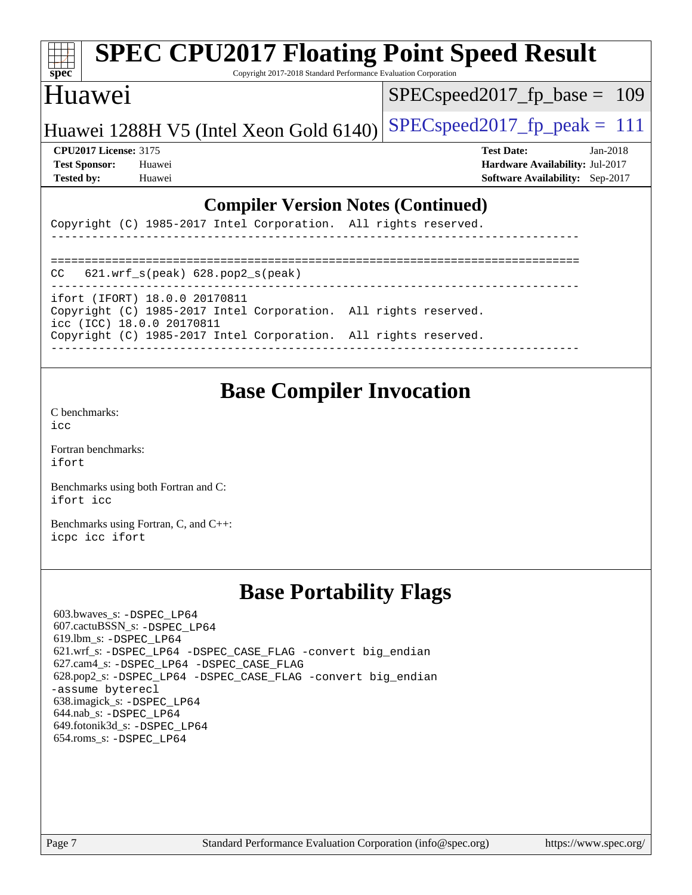# SPEC CPU2017 Floating Point Speed Result

Copyright 2017-2018 Standard Performance Evaluation Corporation

## Huawei

Huawei 1288H V5 (Intel Xeon Gold 6140)

SPECspeed2017_fp_base = 109

SPECspeed2017_fp_peak = 111

**CPU2017 License:** 3175
**Test Sponsor:** Huawei
**Tested by:** Huawei

**Test Date:** Jan-2018
**Hardware Availability:** Jul-2017
**Software Availability:** Sep-2017

## Compiler Version Notes (Continued)

```
Copyright (C) 1985-2017 Intel Corporation.  All rights reserved.
------------------------------------------------------------------------------

==============================================================================
CC   621.wrf_s(peak) 628.pop2_s(peak)
------------------------------------------------------------------------------
ifort (IFORT) 18.0.0 20170811
Copyright (C) 1985-2017 Intel Corporation.  All rights reserved.
icc (ICC) 18.0.0 20170811
Copyright (C) 1985-2017 Intel Corporation.  All rights reserved.
------------------------------------------------------------------------------
```

## Base Compiler Invocation

C benchmarks:
icc

Fortran benchmarks:
ifort

Benchmarks using both Fortran and C:
ifort icc

Benchmarks using Fortran, C, and C++:
icpc icc ifort

## Base Portability Flags

603.bwaves_s: -DSPEC_LP64
607.cactuBSSN_s: -DSPEC_LP64
619.lbm_s: -DSPEC_LP64
621.wrf_s: -DSPEC_LP64 -DSPEC_CASE_FLAG -convert big_endian
627.cam4_s: -DSPEC_LP64 -DSPEC_CASE_FLAG
628.pop2_s: -DSPEC_LP64 -DSPEC_CASE_FLAG -convert big_endian -assume byterecl
638.imagick_s: -DSPEC_LP64
644.nab_s: -DSPEC_LP64
649.fotonik3d_s: -DSPEC_LP64
654.roms_s: -DSPEC_LP64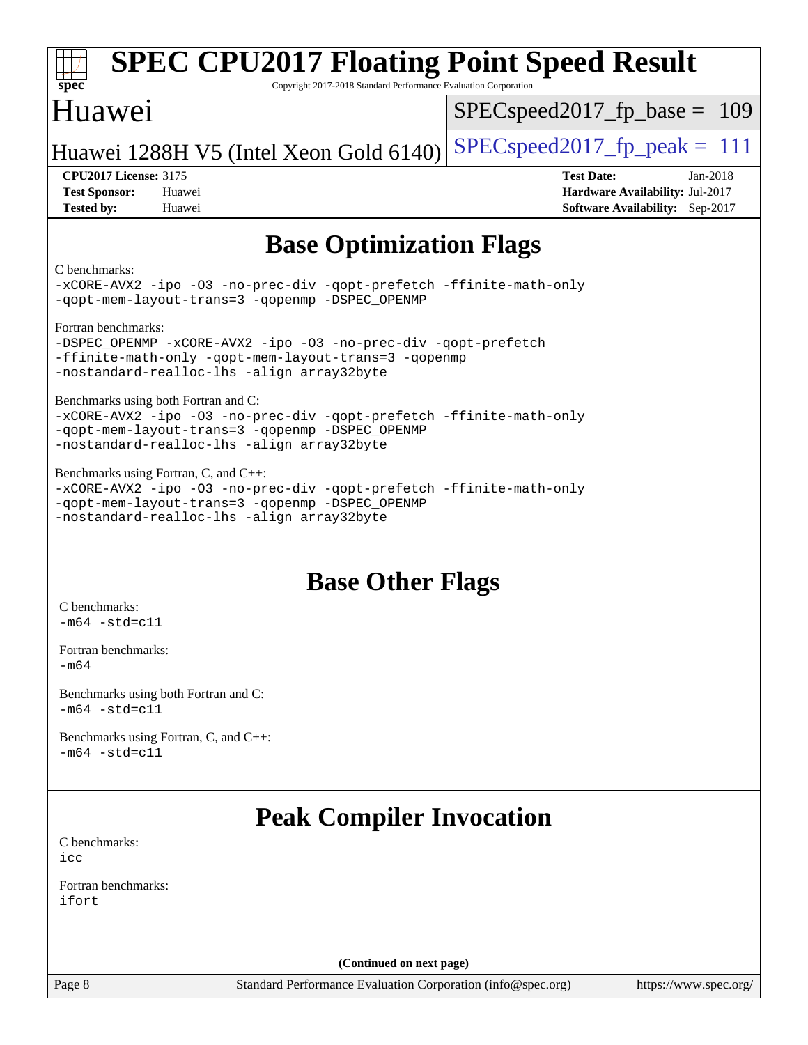# Base Optimization Flags

C benchmarks:
-xCORE-AVX2 -ipo -O3 -no-prec-div -qopt-prefetch -ffinite-math-only -qopt-mem-layout-trans=3 -qopenmp -DSPEC_OPENMP

Fortran benchmarks:
-DSPEC_OPENMP -xCORE-AVX2 -ipo -O3 -no-prec-div -qopt-prefetch -ffinite-math-only -qopt-mem-layout-trans=3 -qopenmp -nostandard-realloc-lhs -align array32byte

Benchmarks using both Fortran and C:
-xCORE-AVX2 -ipo -O3 -no-prec-div -qopt-prefetch -ffinite-math-only -qopt-mem-layout-trans=3 -qopenmp -DSPEC_OPENMP -nostandard-realloc-lhs -align array32byte

Benchmarks using Fortran, C, and C++:
-xCORE-AVX2 -ipo -O3 -no-prec-div -qopt-prefetch -ffinite-math-only -qopt-mem-layout-trans=3 -qopenmp -DSPEC_OPENMP -nostandard-realloc-lhs -align array32byte

# Base Other Flags

C benchmarks:
-m64 -std=c11

Fortran benchmarks:
-m64

Benchmarks using both Fortran and C:
-m64 -std=c11

Benchmarks using Fortran, C, and C++:
-m64 -std=c11

# Peak Compiler Invocation

C benchmarks:
icc

Fortran benchmarks:
ifort

(Continued on next page)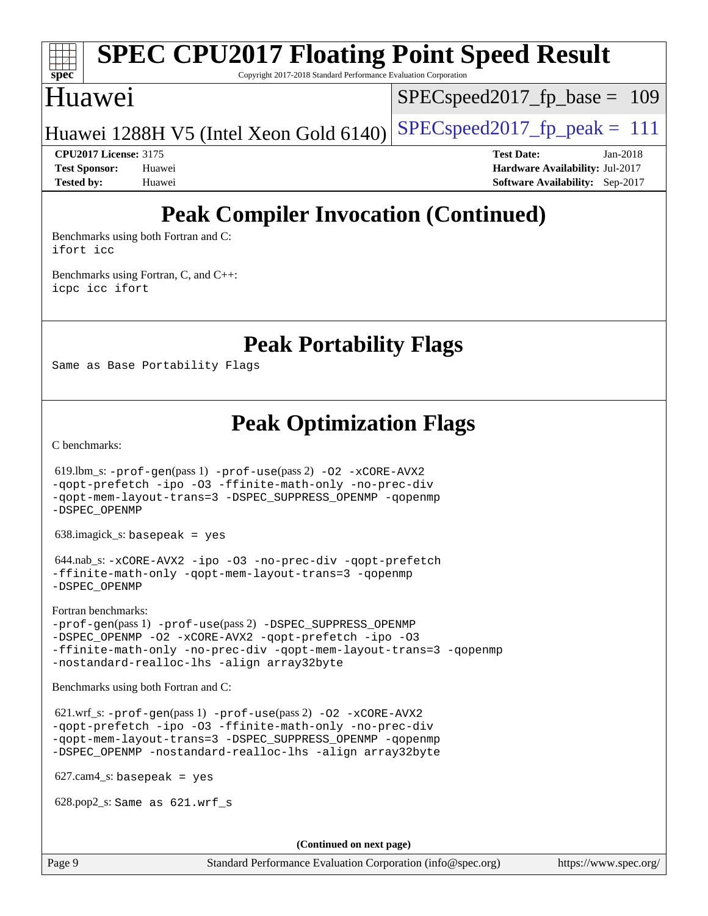# SPEC CPU2017 Floating Point Speed Result

Copyright 2017-2018 Standard Performance Evaluation Corporation

## Huawei

Huawei 1288H V5 (Intel Xeon Gold 6140)

SPECspeed2017_fp_base = 109

SPECspeed2017_fp_peak = 111

**CPU2017 License:** 3175
**Test Sponsor:** Huawei
**Tested by:** Huawei

**Test Date:** Jan-2018
**Hardware Availability:** Jul-2017
**Software Availability:** Sep-2017

## Peak Compiler Invocation (Continued)

Benchmarks using both Fortran and C:
`ifort icc`

Benchmarks using Fortran, C, and C++:
`icpc icc ifort`

## Peak Portability Flags

Same as Base Portability Flags

## Peak Optimization Flags

C benchmarks:

619.lbm_s: -prof-gen(pass 1) -prof-use(pass 2) -O2 -xCORE-AVX2 -qopt-prefetch -ipo -O3 -ffinite-math-only -no-prec-div -qopt-mem-layout-trans=3 -DSPEC_SUPPRESS_OPENMP -qopenmp -DSPEC_OPENMP

638.imagick_s: basepeak = yes

644.nab_s: -xCORE-AVX2 -ipo -O3 -no-prec-div -qopt-prefetch -ffinite-math-only -qopt-mem-layout-trans=3 -qopenmp -DSPEC_OPENMP

Fortran benchmarks:
-prof-gen(pass 1) -prof-use(pass 2) -DSPEC_SUPPRESS_OPENMP -DSPEC_OPENMP -O2 -xCORE-AVX2 -qopt-prefetch -ipo -O3 -ffinite-math-only -no-prec-div -qopt-mem-layout-trans=3 -qopenmp -nostandard-realloc-lhs -align array32byte

Benchmarks using both Fortran and C:

621.wrf_s: -prof-gen(pass 1) -prof-use(pass 2) -O2 -xCORE-AVX2 -qopt-prefetch -ipo -O3 -ffinite-math-only -no-prec-div -qopt-mem-layout-trans=3 -DSPEC_SUPPRESS_OPENMP -qopenmp -DSPEC_OPENMP -nostandard-realloc-lhs -align array32byte

627.cam4_s: basepeak = yes

628.pop2_s: Same as 621.wrf_s

**(Continued on next page)**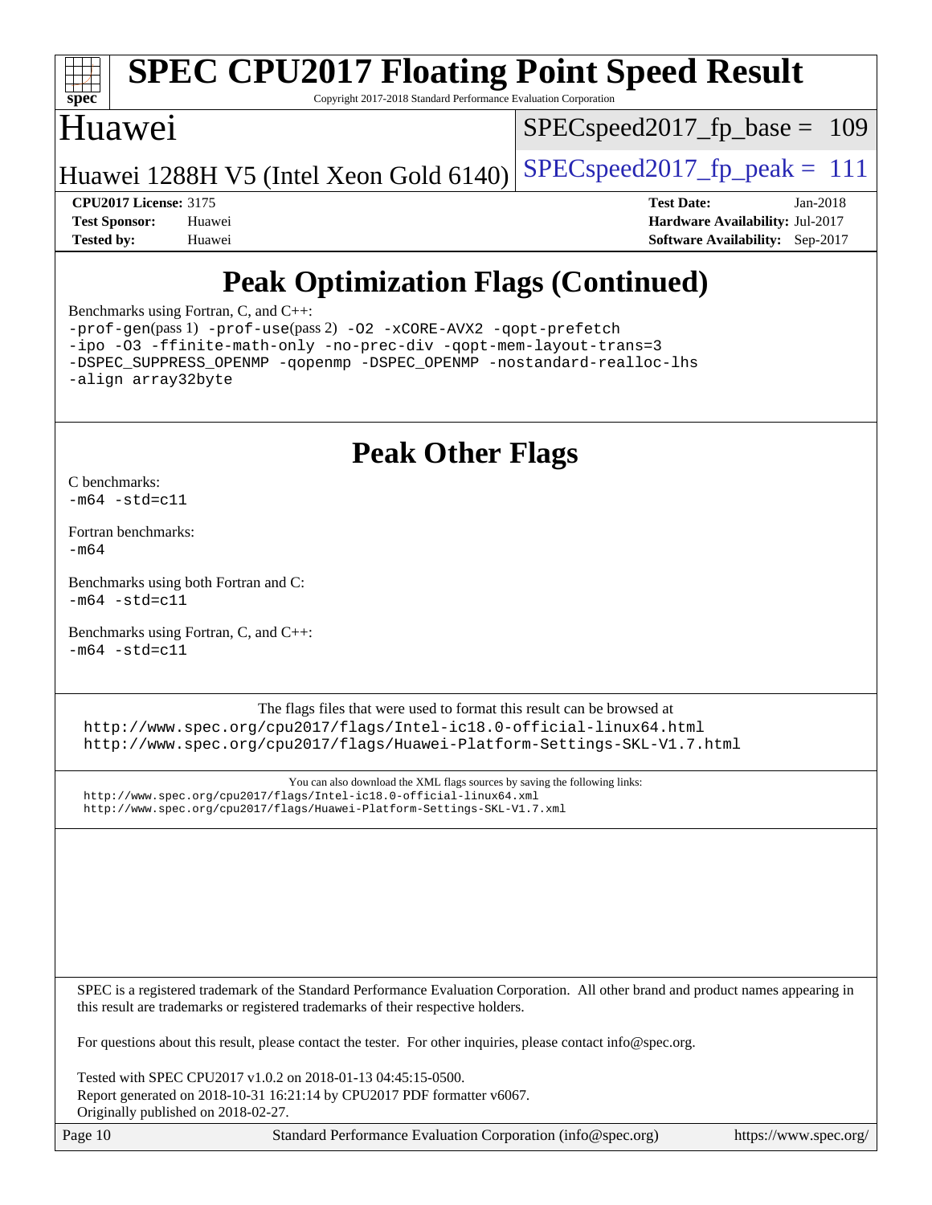# Peak Optimization Flags (Continued)

Benchmarks using Fortran, C, and C++:
-prof-gen(pass 1) -prof-use(pass 2) -O2 -xCORE-AVX2 -qopt-prefetch
-ipo -O3 -ffinite-math-only -no-prec-div -qopt-mem-layout-trans=3
-DSPEC_SUPPRESS_OPENMP -qopenmp -DSPEC_OPENMP -nostandard-realloc-lhs
-align array32byte

# Peak Other Flags

C benchmarks:
-m64 -std=c11

Fortran benchmarks:
-m64

Benchmarks using both Fortran and C:
-m64 -std=c11

Benchmarks using Fortran, C, and C++:
-m64 -std=c11

The flags files that were used to format this result can be browsed at
http://www.spec.org/cpu2017/flags/Intel-ic18.0-official-linux64.html
http://www.spec.org/cpu2017/flags/Huawei-Platform-Settings-SKL-V1.7.html

You can also download the XML flags sources by saving the following links:
http://www.spec.org/cpu2017/flags/Intel-ic18.0-official-linux64.xml
http://www.spec.org/cpu2017/flags/Huawei-Platform-Settings-SKL-V1.7.xml

SPEC is a registered trademark of the Standard Performance Evaluation Corporation. All other brand and product names appearing in this result are trademarks or registered trademarks of their respective holders.

For questions about this result, please contact the tester. For other inquiries, please contact info@spec.org.

Tested with SPEC CPU2017 v1.0.2 on 2018-01-13 04:45:15-0500.
Report generated on 2018-10-31 16:21:14 by CPU2017 PDF formatter v6067.
Originally published on 2018-02-27.